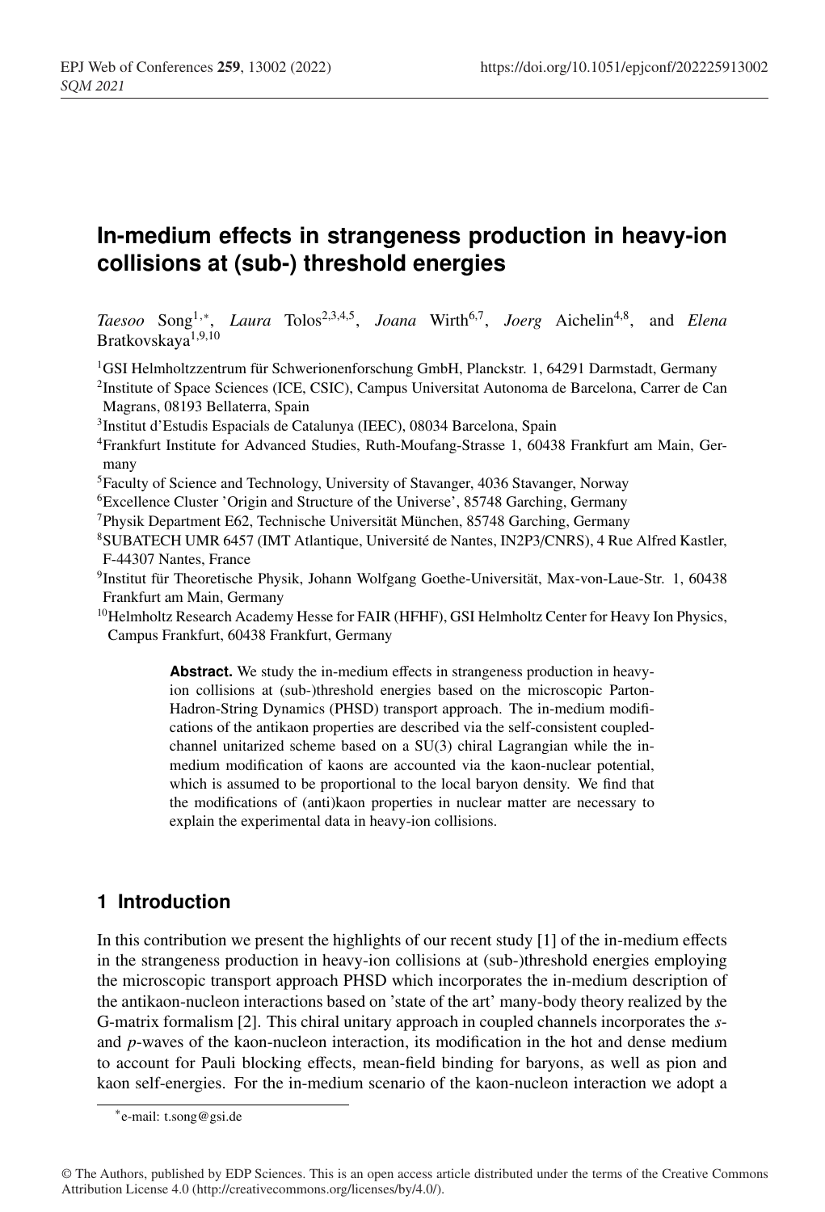# In-medium effects in strangeness production in heavy-ion collisions at (sub-) threshold energies

*Taesoo* Song[1,*], *Laura* Tolos[2,3,4,5], *Joana* Wirth[6,7], *Joerg* Aichelin[4,8], and *Elena* Bratkovskaya[1,9,10]

[1]GSI Helmholtzzentrum für Schwerionenforschung GmbH, Planckstr. 1, 64291 Darmstadt, Germany
[2]Institute of Space Sciences (ICE, CSIC), Campus Universitat Autonoma de Barcelona, Carrer de Can Magrans, 08193 Bellaterra, Spain
[3]Institut d'Estudis Espacials de Catalunya (IEEC), 08034 Barcelona, Spain
[4]Frankfurt Institute for Advanced Studies, Ruth-Moufang-Strasse 1, 60438 Frankfurt am Main, Germany
[5]Faculty of Science and Technology, University of Stavanger, 4036 Stavanger, Norway
[6]Excellence Cluster 'Origin and Structure of the Universe', 85748 Garching, Germany
[7]Physik Department E62, Technische Universität München, 85748 Garching, Germany
[8]SUBATECH UMR 6457 (IMT Atlantique, Université de Nantes, IN2P3/CNRS), 4 Rue Alfred Kastler, F-44307 Nantes, France
[9]Institut für Theoretische Physik, Johann Wolfgang Goethe-Universität, Max-von-Laue-Str. 1, 60438 Frankfurt am Main, Germany
[10]Helmholtz Research Academy Hesse for FAIR (HFHF), GSI Helmholtz Center for Heavy Ion Physics, Campus Frankfurt, 60438 Frankfurt, Germany

**Abstract.** We study the in-medium effects in strangeness production in heavy-ion collisions at (sub-)threshold energies based on the microscopic Parton-Hadron-String Dynamics (PHSD) transport approach. The in-medium modifications of the antikaon properties are described via the self-consistent coupled-channel unitarized scheme based on a SU(3) chiral Lagrangian while the in-medium modification of kaons are accounted via the kaon-nuclear potential, which is assumed to be proportional to the local baryon density. We find that the modifications of (anti)kaon properties in nuclear matter are necessary to explain the experimental data in heavy-ion collisions.

## 1 Introduction

In this contribution we present the highlights of our recent study [1] of the in-medium effects in the strangeness production in heavy-ion collisions at (sub-)threshold energies employing the microscopic transport approach PHSD which incorporates the in-medium description of the antikaon-nucleon interactions based on 'state of the art' many-body theory realized by the G-matrix formalism [2]. This chiral unitary approach in coupled channels incorporates the *s*- and *p*-waves of the kaon-nucleon interaction, its modification in the hot and dense medium to account for Pauli blocking effects, mean-field binding for baryons, as well as pion and kaon self-energies. For the in-medium scenario of the kaon-nucleon interaction we adopt a

*e-mail: t.song@gsi.de

© The Authors, published by EDP Sciences. This is an open access article distributed under the terms of the Creative Commons Attribution License 4.0 (http://creativecommons.org/licenses/by/4.0/).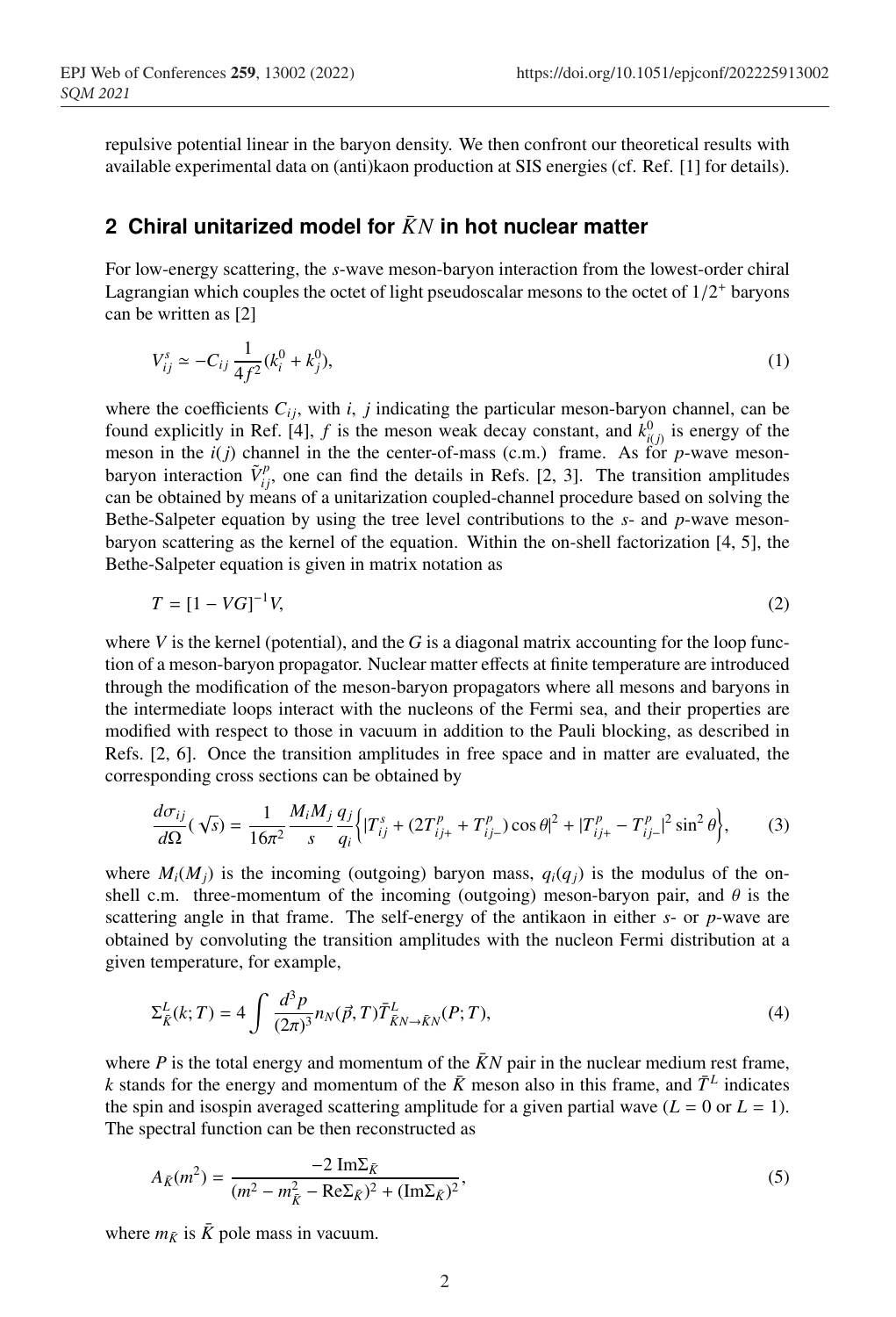repulsive potential linear in the baryon density. We then confront our theoretical results with available experimental data on (anti)kaon production at SIS energies (cf. Ref. [1] for details).

## 2 Chiral unitarized model for $\bar{K}N$ in hot nuclear matter

For low-energy scattering, the *s*-wave meson-baryon interaction from the lowest-order chiral Lagrangian which couples the octet of light pseudoscalar mesons to the octet of $1/2^+$ baryons can be written as [2]

$$V_{ij}^{s} \simeq -C_{ij}\,\frac{1}{4f^2}(k_i^0 + k_j^0), \tag{1}$$

where the coefficients $C_{ij}$, with $i,\ j$ indicating the particular meson-baryon channel, can be found explicitly in Ref. [4], $f$ is the meson weak decay constant, and $k_{i(j)}^0$ is energy of the meson in the $i(j)$ channel in the the center-of-mass (c.m.) frame. As for *p*-wave meson-baryon interaction $\tilde{V}_{ij}^{p}$, one can find the details in Refs. [2, 3]. The transition amplitudes can be obtained by means of a unitarization coupled-channel procedure based on solving the Bethe-Salpeter equation by using the tree level contributions to the *s*- and *p*-wave meson-baryon scattering as the kernel of the equation. Within the on-shell factorization [4, 5], the Bethe-Salpeter equation is given in matrix notation as

$$T = [1 - VG]^{-1}V, \tag{2}$$

where $V$ is the kernel (potential), and the $G$ is a diagonal matrix accounting for the loop function of a meson-baryon propagator. Nuclear matter effects at finite temperature are introduced through the modification of the meson-baryon propagators where all mesons and baryons in the intermediate loops interact with the nucleons of the Fermi sea, and their properties are modified with respect to those in vacuum in addition to the Pauli blocking, as described in Refs. [2, 6]. Once the transition amplitudes in free space and in matter are evaluated, the corresponding cross sections can be obtained by

$$\frac{d\sigma_{ij}}{d\Omega}(\sqrt{s}) = \frac{1}{16\pi^2}\frac{M_i M_j}{s}\frac{q_j}{q_i}\Big\{|T_{ij}^{s} + (2T_{ij+}^{p} + T_{ij-}^{p})\cos\theta|^2 + |T_{ij+}^{p} - T_{ij-}^{p}|^2\sin^2\theta\Big\}, \tag{3}$$

where $M_i(M_j)$ is the incoming (outgoing) baryon mass, $q_i(q_j)$ is the modulus of the on-shell c.m. three-momentum of the incoming (outgoing) meson-baryon pair, and $\theta$ is the scattering angle in that frame. The self-energy of the antikaon in either *s*- or *p*-wave are obtained by convoluting the transition amplitudes with the nucleon Fermi distribution at a given temperature, for example,

$$\Sigma_{\bar{K}}^{L}(k;T) = 4\int \frac{d^3p}{(2\pi)^3}\, n_N(\vec{p},T)\,\bar{T}_{\bar{K}N\to\bar{K}N}^{L}(P;T), \tag{4}$$

where $P$ is the total energy and momentum of the $\bar{K}N$ pair in the nuclear medium rest frame, $k$ stands for the energy and momentum of the $\bar{K}$ meson also in this frame, and $\bar{T}^{L}$ indicates the spin and isospin averaged scattering amplitude for a given partial wave ($L = 0$ or $L = 1$). The spectral function can be then reconstructed as

$$A_{\bar{K}}(m^2) = \frac{-2\,\mathrm{Im}\Sigma_{\bar{K}}}{(m^2 - m_{\bar{K}}^2 - \mathrm{Re}\Sigma_{\bar{K}})^2 + (\mathrm{Im}\Sigma_{\bar{K}})^2}, \tag{5}$$

where $m_{\bar{K}}$ is $\bar{K}$ pole mass in vacuum.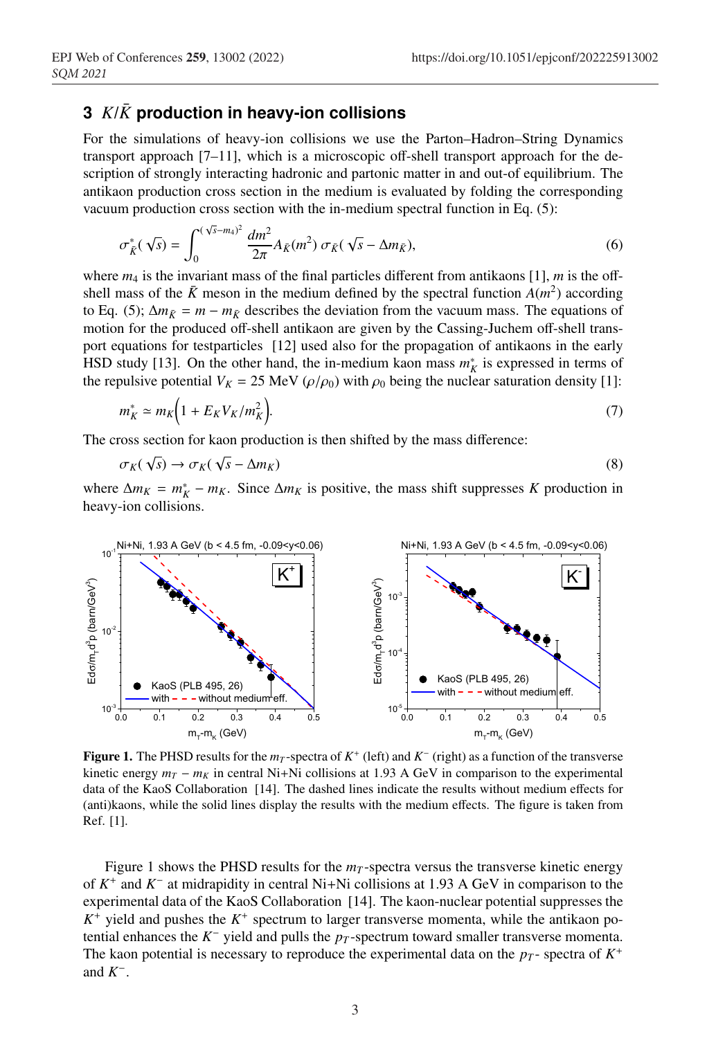## 3 $K/\bar{K}$ production in heavy-ion collisions

For the simulations of heavy-ion collisions we use the Parton–Hadron–String Dynamics transport approach [7–11], which is a microscopic off-shell transport approach for the description of strongly interacting hadronic and partonic matter in and out-of equilibrium. The antikaon production cross section in the medium is evaluated by folding the corresponding vacuum production cross section with the in-medium spectral function in Eq. (5):

$$\sigma^*_{\bar{K}}(\sqrt{s}) = \int_0^{(\sqrt{s}-m_4)^2} \frac{dm^2}{2\pi} A_{\bar{K}}(m^2)\, \sigma_{\bar{K}}(\sqrt{s} - \Delta m_{\bar{K}}), \tag{6}$$

where $m_4$ is the invariant mass of the final particles different from antikaons [1], $m$ is the off-shell mass of the $\bar{K}$ meson in the medium defined by the spectral function $A(m^2)$ according to Eq. (5); $\Delta m_{\bar{K}} = m - m_{\bar{K}}$ describes the deviation from the vacuum mass. The equations of motion for the produced off-shell antikaon are given by the Cassing-Juchem off-shell transport equations for testparticles [12] used also for the propagation of antikaons in the early HSD study [13]. On the other hand, the in-medium kaon mass $m^*_K$ is expressed in terms of the repulsive potential $V_K = 25$ MeV $(\rho/\rho_0)$ with $\rho_0$ being the nuclear saturation density [1]:

$$m^*_K \simeq m_K\Big(1 + E_K V_K / m_K^2\Big). \tag{7}$$

The cross section for kaon production is then shifted by the mass difference:

$$\sigma_K(\sqrt{s}) \rightarrow \sigma_K(\sqrt{s} - \Delta m_K) \tag{8}$$

where $\Delta m_K = m^*_K - m_K$. Since $\Delta m_K$ is positive, the mass shift suppresses $K$ production in heavy-ion collisions.

**Figure 1.** The PHSD results for the $m_T$-spectra of $K^+$ (left) and $K^-$ (right) as a function of the transverse kinetic energy $m_T - m_K$ in central Ni+Ni collisions at 1.93 A GeV in comparison to the experimental data of the KaoS Collaboration [14]. The dashed lines indicate the results without medium effects for (anti)kaons, while the solid lines display the results with the medium effects. The figure is taken from Ref. [1].

Figure 1 shows the PHSD results for the $m_T$-spectra versus the transverse kinetic energy of $K^+$ and $K^-$ at midrapidity in central Ni+Ni collisions at 1.93 A GeV in comparison to the experimental data of the KaoS Collaboration [14]. The kaon-nuclear potential suppresses the $K^+$ yield and pushes the $K^+$ spectrum to larger transverse momenta, while the antikaon potential enhances the $K^-$ yield and pulls the $p_T$-spectrum toward smaller transverse momenta. The kaon potential is necessary to reproduce the experimental data on the $p_T$- spectra of $K^+$ and $K^-$.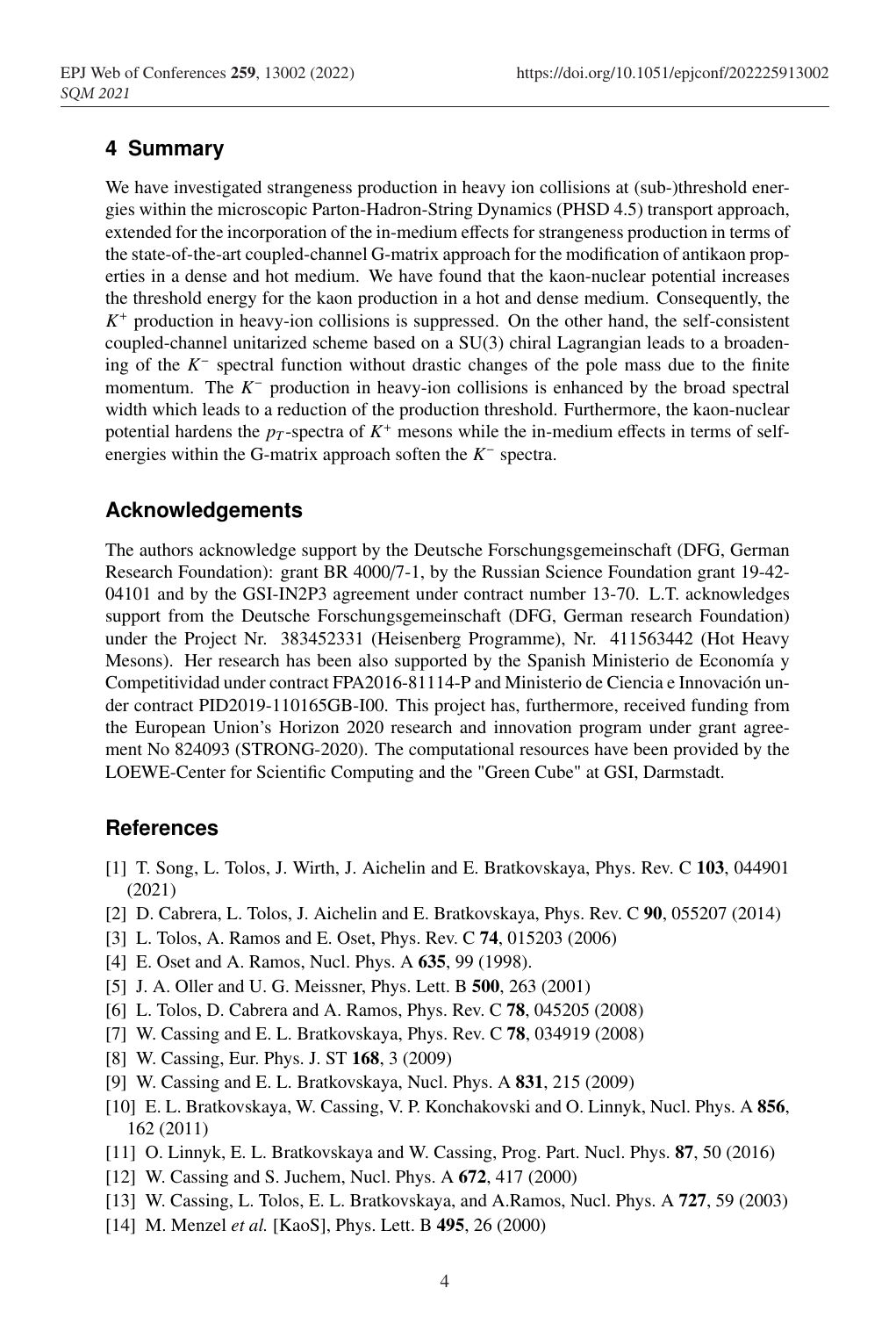## 4 Summary

We have investigated strangeness production in heavy ion collisions at (sub-)threshold energies within the microscopic Parton-Hadron-String Dynamics (PHSD 4.5) transport approach, extended for the incorporation of the in-medium effects for strangeness production in terms of the state-of-the-art coupled-channel G-matrix approach for the modification of antikaon properties in a dense and hot medium. We have found that the kaon-nuclear potential increases the threshold energy for the kaon production in a hot and dense medium. Consequently, the $K^+$ production in heavy-ion collisions is suppressed. On the other hand, the self-consistent coupled-channel unitarized scheme based on a SU(3) chiral Lagrangian leads to a broadening of the $K^-$ spectral function without drastic changes of the pole mass due to the finite momentum. The $K^-$ production in heavy-ion collisions is enhanced by the broad spectral width which leads to a reduction of the production threshold. Furthermore, the kaon-nuclear potential hardens the $p_T$-spectra of $K^+$ mesons while the in-medium effects in terms of self-energies within the G-matrix approach soften the $K^-$ spectra.

## Acknowledgements

The authors acknowledge support by the Deutsche Forschungsgemeinschaft (DFG, German Research Foundation): grant BR 4000/7-1, by the Russian Science Foundation grant 19-42-04101 and by the GSI-IN2P3 agreement under contract number 13-70. L.T. acknowledges support from the Deutsche Forschungsgemeinschaft (DFG, German research Foundation) under the Project Nr. 383452331 (Heisenberg Programme), Nr. 411563442 (Hot Heavy Mesons). Her research has been also supported by the Spanish Ministerio de Economía y Competitividad under contract FPA2016-81114-P and Ministerio de Ciencia e Innovación under contract PID2019-110165GB-I00. This project has, furthermore, received funding from the European Union's Horizon 2020 research and innovation program under grant agreement No 824093 (STRONG-2020). The computational resources have been provided by the LOEWE-Center for Scientific Computing and the "Green Cube" at GSI, Darmstadt.

## References

[1] T. Song, L. Tolos, J. Wirth, J. Aichelin and E. Bratkovskaya, Phys. Rev. C **103**, 044901 (2021)

[2] D. Cabrera, L. Tolos, J. Aichelin and E. Bratkovskaya, Phys. Rev. C **90**, 055207 (2014)

[3] L. Tolos, A. Ramos and E. Oset, Phys. Rev. C **74**, 015203 (2006)

[4] E. Oset and A. Ramos, Nucl. Phys. A **635**, 99 (1998).

[5] J. A. Oller and U. G. Meissner, Phys. Lett. B **500**, 263 (2001)

[6] L. Tolos, D. Cabrera and A. Ramos, Phys. Rev. C **78**, 045205 (2008)

[7] W. Cassing and E. L. Bratkovskaya, Phys. Rev. C **78**, 034919 (2008)

[8] W. Cassing, Eur. Phys. J. ST **168**, 3 (2009)

[9] W. Cassing and E. L. Bratkovskaya, Nucl. Phys. A **831**, 215 (2009)

[10] E. L. Bratkovskaya, W. Cassing, V. P. Konchakovski and O. Linnyk, Nucl. Phys. A **856**, 162 (2011)

[11] O. Linnyk, E. L. Bratkovskaya and W. Cassing, Prog. Part. Nucl. Phys. **87**, 50 (2016)

[12] W. Cassing and S. Juchem, Nucl. Phys. A **672**, 417 (2000)

[13] W. Cassing, L. Tolos, E. L. Bratkovskaya, and A.Ramos, Nucl. Phys. A **727**, 59 (2003)

[14] M. Menzel *et al.* [KaoS], Phys. Lett. B **495**, 26 (2000)